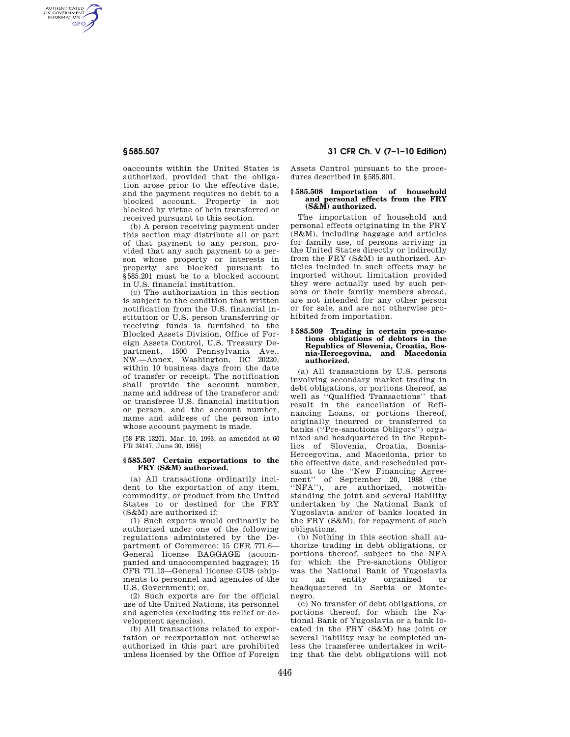oaccounts within the United States is authorized, provided that the obligation arose prior to the effective date, and the payment requires no debit to a blocked account. Property is not blocked by virtue of bein transferred or received pursuant to this section.

(b) A person receiving payment under this section may distribute all or part of that payment to any person, provided that any such payment to a person whose property or interests in property are blocked pursuant to §585.201 must be to a blocked account in U.S. financial institution.

(c) The authorization in this section is subject to the condition that written notification from the U.S. financial institution or U.S. person transferring or receiving funds is furnished to the Blocked Assets Division, Office of Foreign Assets Control, U.S. Treasury Department, 1500 Pennsylvania Ave., NW.—Annex, Washington, DC 20220, within 10 business days from the date of transfer or receipt. The notification shall provide the account number, name and address of the transferor and/or transferee U.S. financial institution or person, and the account number, name and address of the person into whose account payment is made.

[58 FR 13201, Mar. 10, 1993, as amended at 60 FR 34147, June 30, 1995]

### §585.507 Certain exportations to the FRY (S&M) authorized.

(a) All transactions ordinarily incident to the exportation of any item, commodity, or product from the United States to or destined for the FRY (S&M) are authorized if:

(1) Such exports would ordinarily be authorized under one of the following regulations administered by the Department of Commerce: 15 CFR 771.6—General license BAGGAGE (accompanied and unaccompanied baggage); 15 CFR 771.13—General license GUS (shipments to personnel and agencies of the U.S. Government); or,

(2) Such exports are for the official use of the United Nations, its personnel and agencies (excluding its relief or development agencies).

(b) All transactions related to exportation or reexportation not otherwise authorized in this part are prohibited unless licensed by the Office of Foreign Assets Control pursuant to the procedures described in §585.801.

### §585.508 Importation of household and personal effects from the FRY (S&M) authorized.

The importation of household and personal effects originating in the FRY (S&M), including baggage and articles for family use, of persons arriving in the United States directly or indirectly from the FRY (S&M) is authorized. Articles included in such effects may be imported without limitation provided they were actually used by such persons or their family members abroad, are not intended for any other person or for sale, and are not otherwise prohibited from importation.

### §585.509 Trading in certain pre-sanctions obligations of debtors in the Republics of Slovenia, Croatia, Bosnia-Hercegovina, and Macedonia authorized.

(a) All transactions by U.S. persons involving secondary market trading in debt obligations, or portions thereof, as well as "Qualified Transactions" that result in the cancellation of Refinancing Loans, or portions thereof, originally incurred or transferred to banks ("Pre-sanctions Obligors") organized and headquartered in the Republics of Slovenia, Croatia, Bosnia-Hercegovina, and Macedonia, prior to the effective date, and rescheduled pursuant to the "New Financing Agreement" of September 20, 1988 (the "NFA"), are authorized, notwithstanding the joint and several liability undertaken by the National Bank of Yugoslavia and/or of banks located in the FRY (S&M), for repayment of such obligations.

(b) Nothing in this section shall authorize trading in debt obligations, or portions thereof, subject to the NFA for which the Pre-sanctions Obligor was the National Bank of Yugoslavia or an entity organized or headquartered in Serbia or Montenegro.

(c) No transfer of debt obligations, or portions thereof, for which the National Bank of Yugoslavia or a bank located in the FRY (S&M) has joint or several liability may be completed unless the transferee undertakes in writing that the debt obligations will not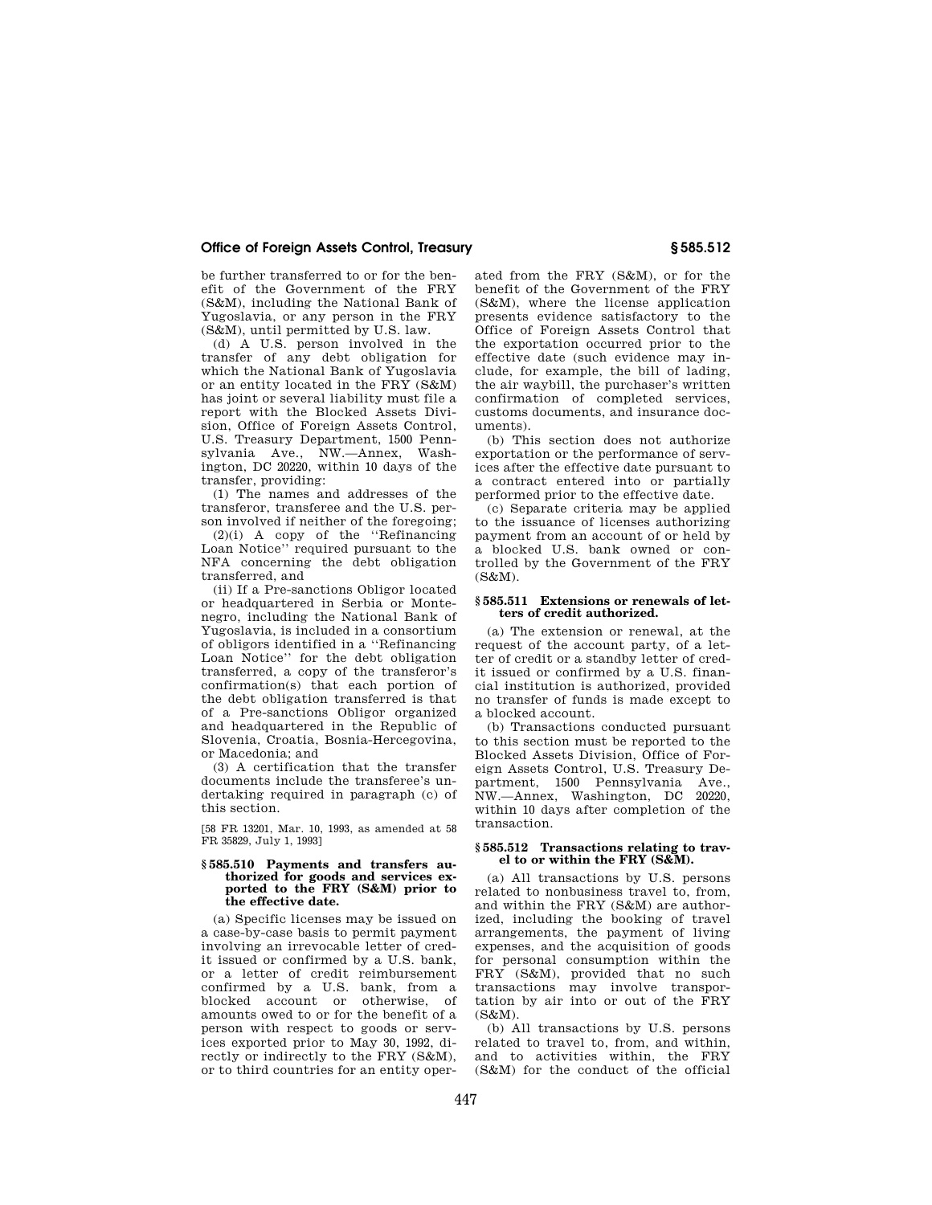be further transferred to or for the benefit of the Government of the FRY (S&M), including the National Bank of Yugoslavia, or any person in the FRY (S&M), until permitted by U.S. law.

(d) A U.S. person involved in the transfer of any debt obligation for which the National Bank of Yugoslavia or an entity located in the FRY (S&M) has joint or several liability must file a report with the Blocked Assets Division, Office of Foreign Assets Control, U.S. Treasury Department, 1500 Pennsylvania Ave., NW.—Annex, Washington, DC 20220, within 10 days of the transfer, providing:

(1) The names and addresses of the transferor, transferee and the U.S. person involved if neither of the foregoing;

(2)(i) A copy of the "Refinancing Loan Notice" required pursuant to the NFA concerning the debt obligation transferred, and

(ii) If a Pre-sanctions Obligor located or headquartered in Serbia or Montenegro, including the National Bank of Yugoslavia, is included in a consortium of obligors identified in a "Refinancing Loan Notice" for the debt obligation transferred, a copy of the transferor's confirmation(s) that each portion of the debt obligation transferred is that of a Pre-sanctions Obligor organized and headquartered in the Republic of Slovenia, Croatia, Bosnia-Hercegovina, or Macedonia; and

(3) A certification that the transfer documents include the transferee's undertaking required in paragraph (c) of this section.

[58 FR 13201, Mar. 10, 1993, as amended at 58 FR 35829, July 1, 1993]

### § 585.510 Payments and transfers authorized for goods and services exported to the FRY (S&M) prior to the effective date.

(a) Specific licenses may be issued on a case-by-case basis to permit payment involving an irrevocable letter of credit issued or confirmed by a U.S. bank, or a letter of credit reimbursement confirmed by a U.S. bank, from a blocked account or otherwise, of amounts owed to or for the benefit of a person with respect to goods or services exported prior to May 30, 1992, directly or indirectly to the FRY (S&M), or to third countries for an entity operated from the FRY (S&M), or for the benefit of the Government of the FRY (S&M), where the license application presents evidence satisfactory to the Office of Foreign Assets Control that the exportation occurred prior to the effective date (such evidence may include, for example, the bill of lading, the air waybill, the purchaser's written confirmation of completed services, customs documents, and insurance documents).

(b) This section does not authorize exportation or the performance of services after the effective date pursuant to a contract entered into or partially performed prior to the effective date.

(c) Separate criteria may be applied to the issuance of licenses authorizing payment from an account of or held by a blocked U.S. bank owned or controlled by the Government of the FRY (S&M).

### § 585.511 Extensions or renewals of letters of credit authorized.

(a) The extension or renewal, at the request of the account party, of a letter of credit or a standby letter of credit issued or confirmed by a U.S. financial institution is authorized, provided no transfer of funds is made except to a blocked account.

(b) Transactions conducted pursuant to this section must be reported to the Blocked Assets Division, Office of Foreign Assets Control, U.S. Treasury Department, 1500 Pennsylvania Ave., NW.—Annex, Washington, DC 20220, within 10 days after completion of the transaction.

### § 585.512 Transactions relating to travel to or within the FRY (S&M).

(a) All transactions by U.S. persons related to nonbusiness travel to, from, and within the FRY (S&M) are authorized, including the booking of travel arrangements, the payment of living expenses, and the acquisition of goods for personal consumption within the FRY (S&M), provided that no such transactions may involve transportation by air into or out of the FRY (S&M).

(b) All transactions by U.S. persons related to travel to, from, and within, and to activities within, the FRY (S&M) for the conduct of the official